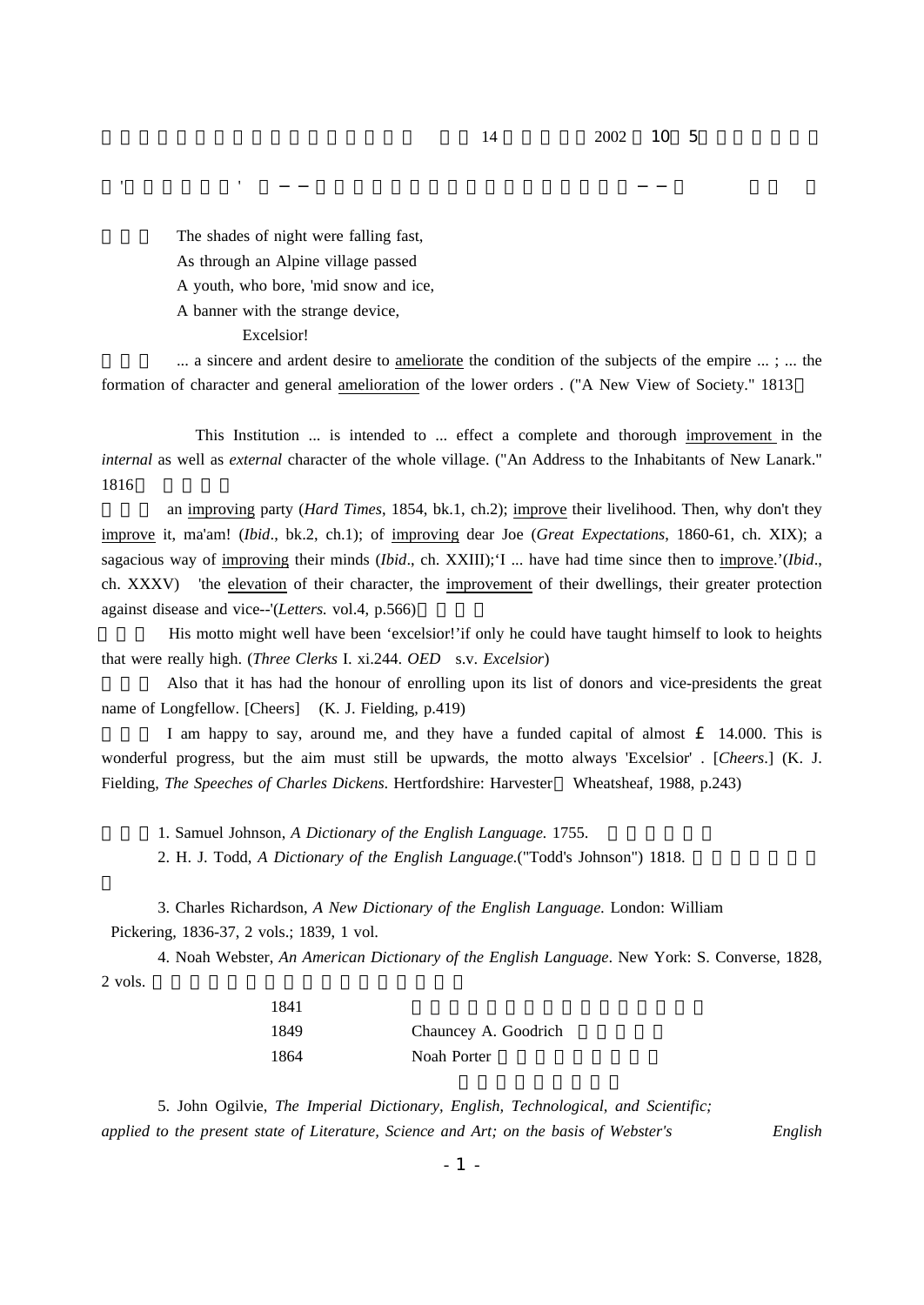The shades of night were falling fast,
As through an Alpine village passed
A youth, who bore, 'mid snow and ice,
A banner with the strange device,
Excelsior!

... a sincere and ardent desire to ameliorate the condition of the subjects of the empire ... ; ... the formation of character and general amelioration of the lower orders . ("A New View of Society." 1813

This Institution ... is intended to ... effect a complete and thorough improvement in the *internal* as well as *external* character of the whole village. ("An Address to the Inhabitants of New Lanark." 1816

an improving party (*Hard Times*, 1854, bk.1, ch.2); improve their livelihood. Then, why don't they improve it, ma'am! (*Ibid*., bk.2, ch.1); of improving dear Joe (*Great Expectations*, 1860-61, ch. XIX); a sagacious way of improving their minds (*Ibid*., ch. XXIII);'I ... have had time since then to improve.'(*Ibid*., ch. XXXV) 'the elevation of their character, the improvement of their dwellings, their greater protection against disease and vice--'(*Letters.* vol.4, p.566)

His motto might well have been 'excelsior!'if only he could have taught himself to look to heights that were really high. (*Three Clerks* I. xi.244. *OED* s.v. *Excelsior*)

Also that it has had the honour of enrolling upon its list of donors and vice-presidents the great name of Longfellow. [Cheers] (K. J. Fielding, p.419)

I am happy to say, around me, and they have a funded capital of almost £ 14.000. This is wonderful progress, but the aim must still be upwards, the motto always 'Excelsior' . [*Cheers*.] (K. J. Fielding, *The Speeches of Charles Dickens*. Hertfordshire: Harvester Wheatsheaf, 1988, p.243)

1. Samuel Johnson, *A Dictionary of the English Language.* 1755.
2. H. J. Todd, *A Dictionary of the English Language*.("Todd's Johnson") 1818.
3. Charles Richardson, *A New Dictionary of the English Language.* London: William Pickering, 1836-37, 2 vols.; 1839, 1 vol.
4. Noah Webster, *An American Dictionary of the English Language*. New York: S. Converse, 1828, 2 vols.

| | |
|---|---|
| 1841 | |
| 1849 | Chauncey A. Goodrich |
| 1864 | Noah Porter |

5. John Ogilvie, *The Imperial Dictionary, English, Technological, and Scientific; applied to the present state of Literature, Science and Art; on the basis of Webster's English*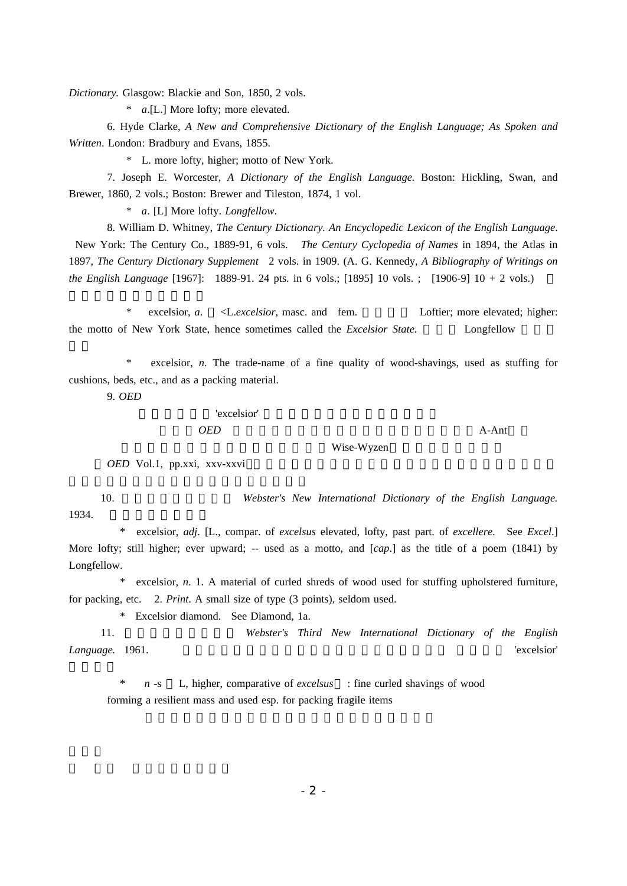*Dictionary.* Glasgow: Blackie and Son, 1850, 2 vols.

\* *a*.[L.] More lofty; more elevated.

6. Hyde Clarke, *A New and Comprehensive Dictionary of the English Language; As Spoken and Written*. London: Bradbury and Evans, 1855.

\* L. more lofty, higher; motto of New York.

7. Joseph E. Worcester, *A Dictionary of the English Language.* Boston: Hickling, Swan, and Brewer, 1860, 2 vols.; Boston: Brewer and Tileston, 1874, 1 vol.

\* *a*. [L] More lofty. *Longfellow*.

8. William D. Whitney, *The Century Dictionary. An Encyclopedic Lexicon of the English Language*. New York: The Century Co., 1889-91, 6 vols. *The Century Cyclopedia of Names* in 1894, the Atlas in 1897, *The Century Dictionary Supplement* 2 vols. in 1909. (A. G. Kennedy, *A Bibliography of Writings on the English Language* [1967]: 1889-91. 24 pts. in 6 vols.; [1895] 10 vols. ; [1906-9] 10 + 2 vols.)

\* excelsior, *a*. <L.*excelsior*, masc. and fem. Loftier; more elevated; higher: the motto of New York State, hence sometimes called the *Excelsior State.* Longfellow

\* excelsior, *n*. The trade-name of a fine quality of wood-shavings, used as stuffing for cushions, beds, etc., and as a packing material.

9. *OED*

'excelsior'

*OED* A-Ant

Wise-Wyzen

*OED* Vol.1, pp.xxi, xxv-xxvi

10. *Webster's New International Dictionary of the English Language.* 1934.

\* excelsior, *adj*. [L., compar. of *excelsus* elevated, lofty, past part. of *excellere*. See *Excel*.] More lofty; still higher; ever upward; -- used as a motto, and [*cap*.] as the title of a poem (1841) by Longfellow.

\* excelsior, *n*. 1. A material of curled shreds of wood used for stuffing upholstered furniture, for packing, etc. 2. *Print*. A small size of type (3 points), seldom used.

\* Excelsior diamond. See Diamond, 1a.

11. *Webster's Third New International Dictionary of the English Language.* 1961. 'excelsior'

\* *n* -s L, higher, comparative of *excelsus* : fine curled shavings of wood forming a resilient mass and used esp. for packing fragile items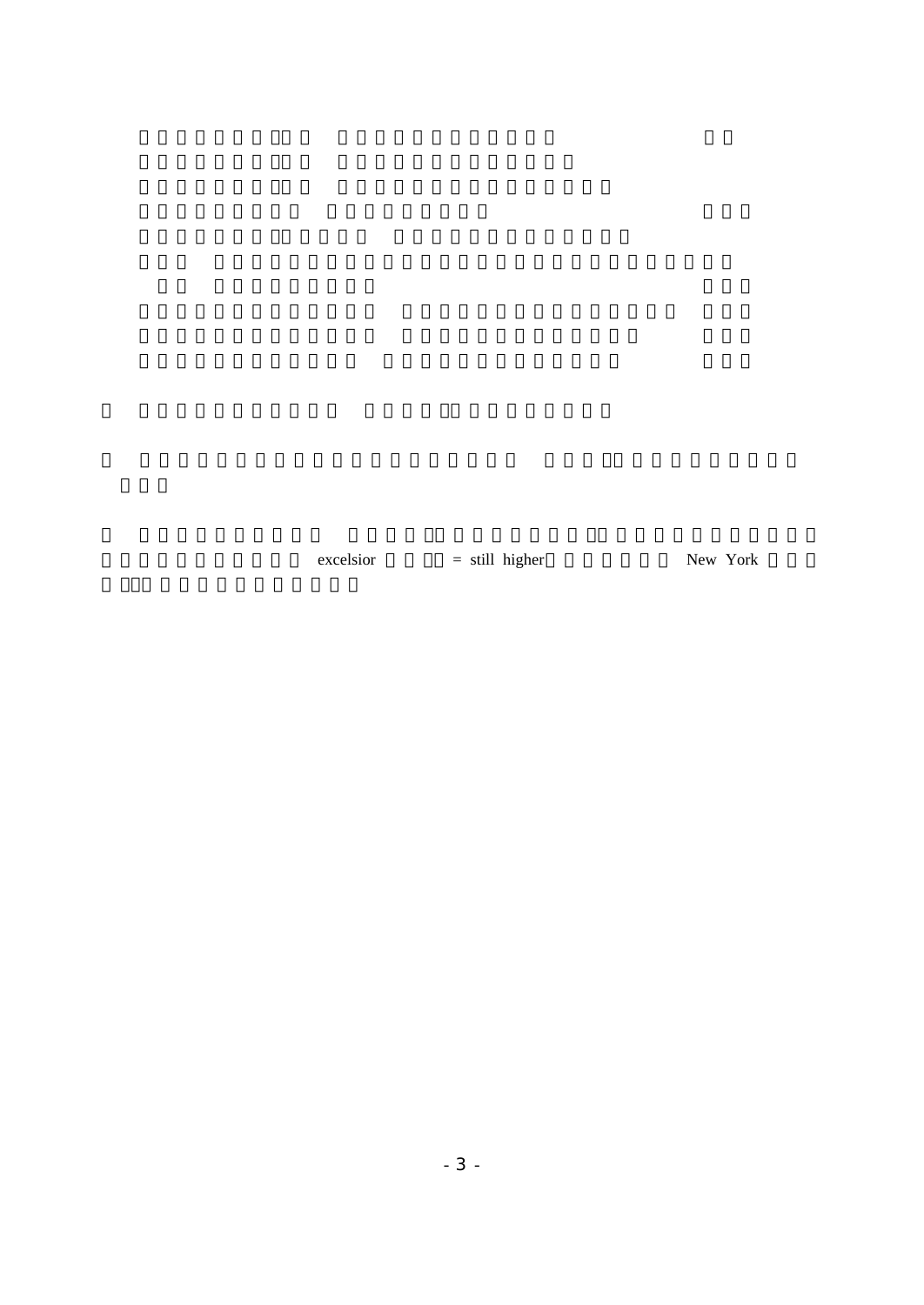excelsior = still higher New York